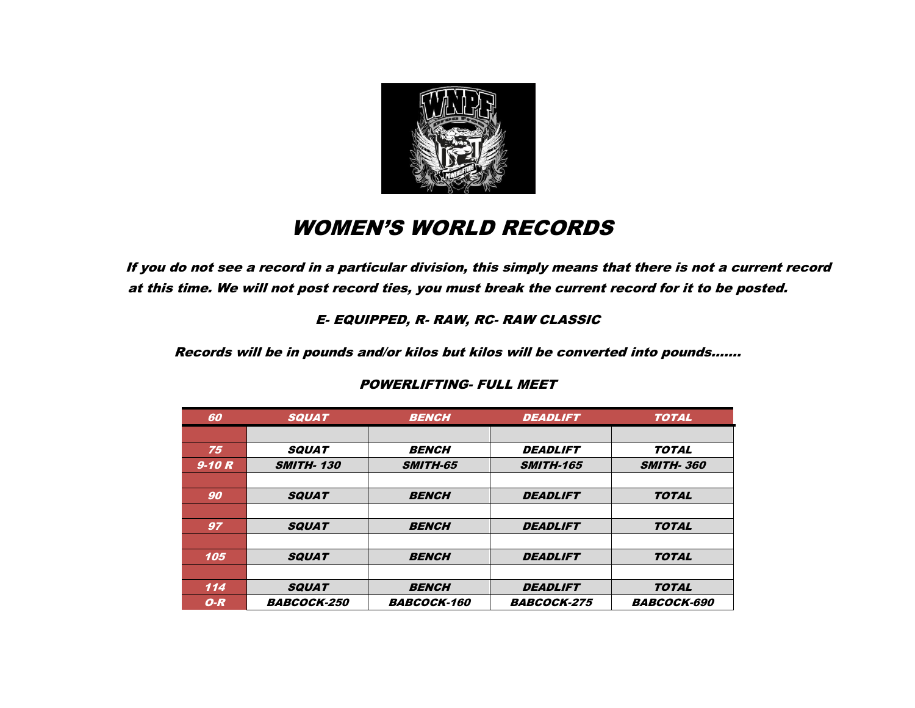# WOMEN'S WORLD RECORDS

**If you do not see a record in a particular division, this simply means that there is not a current record at this time. We will not post record ties, you must break the current record for it to be posted.**

*E- EQUIPPED, R- RAW, RC- RAW CLASSIC*

**Records will be in pounds and/or kilos but kilos will be converted into pounds.......**

## POWERLIFTING- FULL MEET

| 60 | SQUAT | BENCH | DEADLIFT | TOTAL |
|---|---|---|---|---|
| | | | | |
| **75** | **SQUAT** | **BENCH** | **DEADLIFT** | **TOTAL** |
| 9-10 R | SMITH- 130 | SMITH-65 | SMITH-165 | SMITH- 360 |
| | | | | |
| **90** | **SQUAT** | **BENCH** | **DEADLIFT** | **TOTAL** |
| | | | | |
| **97** | **SQUAT** | **BENCH** | **DEADLIFT** | **TOTAL** |
| | | | | |
| **105** | **SQUAT** | **BENCH** | **DEADLIFT** | **TOTAL** |
| | | | | |
| **114** | **SQUAT** | **BENCH** | **DEADLIFT** | **TOTAL** |
| O-R | BABCOCK-250 | BABCOCK-160 | BABCOCK-275 | BABCOCK-690 |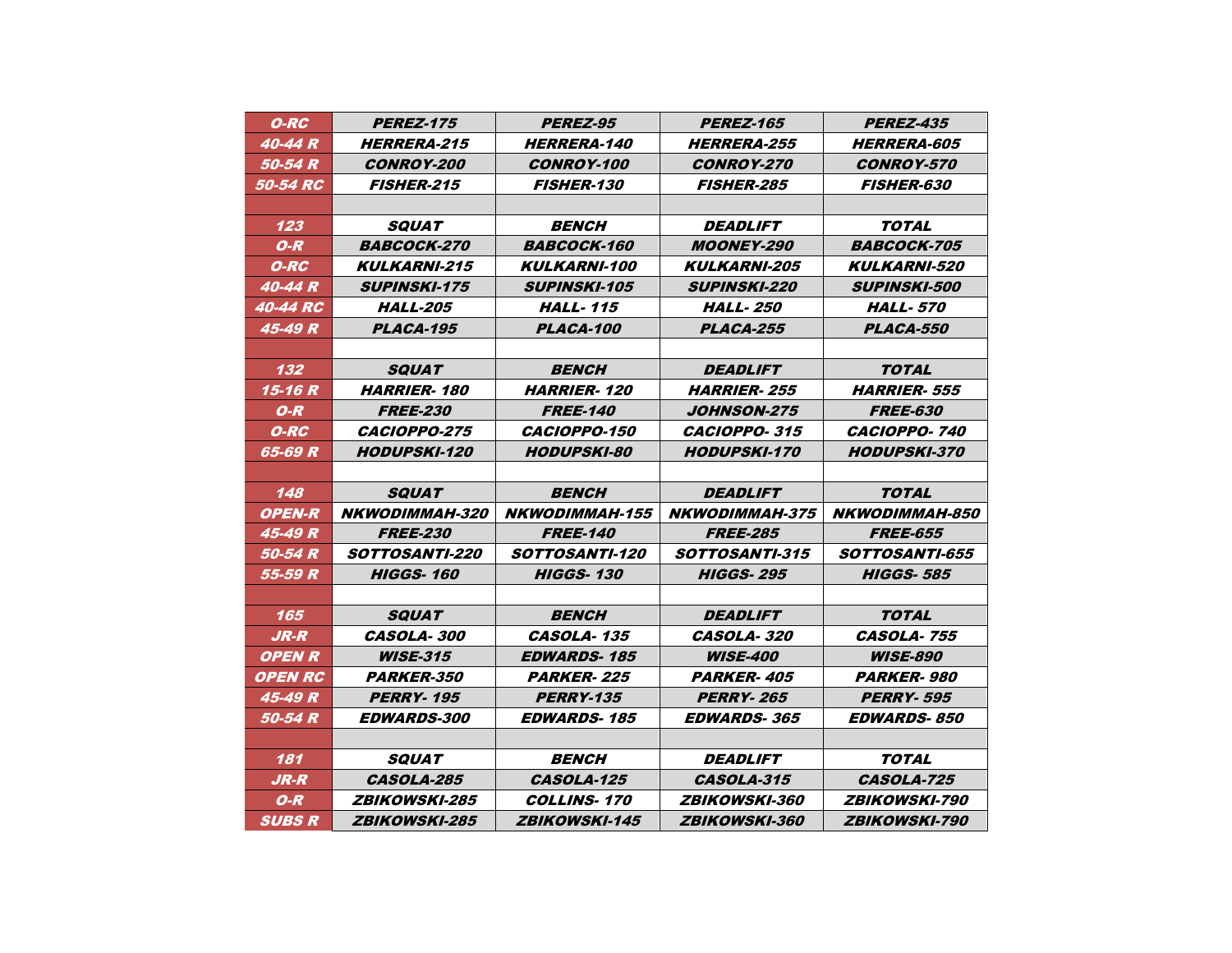| | | | | |
|---|---|---|---|---|
| O-RC | PEREZ-175 | PEREZ-95 | PEREZ-165 | PEREZ-435 |
| 40-44 R | HERRERA-215 | HERRERA-140 | HERRERA-255 | HERRERA-605 |
| 50-54 R | CONROY-200 | CONROY-100 | CONROY-270 | CONROY-570 |
| 50-54 RC | FISHER-215 | FISHER-130 | FISHER-285 | FISHER-630 |
| | | | | |
| 123 | SQUAT | BENCH | DEADLIFT | TOTAL |
| O-R | BABCOCK-270 | BABCOCK-160 | MOONEY-290 | BABCOCK-705 |
| O-RC | KULKARNI-215 | KULKARNI-100 | KULKARNI-205 | KULKARNI-520 |
| 40-44 R | SUPINSKI-175 | SUPINSKI-105 | SUPINSKI-220 | SUPINSKI-500 |
| 40-44 RC | HALL-205 | HALL- 115 | HALL- 250 | HALL- 570 |
| 45-49 R | PLACA-195 | PLACA-100 | PLACA-255 | PLACA-550 |
| | | | | |
| 132 | SQUAT | BENCH | DEADLIFT | TOTAL |
| 15-16 R | HARRIER- 180 | HARRIER- 120 | HARRIER- 255 | HARRIER- 555 |
| O-R | FREE-230 | FREE-140 | JOHNSON-275 | FREE-630 |
| O-RC | CACIOPPO-275 | CACIOPPO-150 | CACIOPPO- 315 | CACIOPPO- 740 |
| 65-69 R | HODUPSKI-120 | HODUPSKI-80 | HODUPSKI-170 | HODUPSKI-370 |
| | | | | |
| 148 | SQUAT | BENCH | DEADLIFT | TOTAL |
| OPEN-R | NKWODIMMAH-320 | NKWODIMMAH-155 | NKWODIMMAH-375 | NKWODIMMAH-850 |
| 45-49 R | FREE-230 | FREE-140 | FREE-285 | FREE-655 |
| 50-54 R | SOTTOSANTI-220 | SOTTOSANTI-120 | SOTTOSANTI-315 | SOTTOSANTI-655 |
| 55-59 R | HIGGS- 160 | HIGGS- 130 | HIGGS- 295 | HIGGS- 585 |
| | | | | |
| 165 | SQUAT | BENCH | DEADLIFT | TOTAL |
| JR-R | CASOLA- 300 | CASOLA- 135 | CASOLA- 320 | CASOLA- 755 |
| OPEN R | WISE-315 | EDWARDS- 185 | WISE-400 | WISE-890 |
| OPEN RC | PARKER-350 | PARKER- 225 | PARKER- 405 | PARKER- 980 |
| 45-49 R | PERRY- 195 | PERRY-135 | PERRY- 265 | PERRY- 595 |
| 50-54 R | EDWARDS-300 | EDWARDS- 185 | EDWARDS- 365 | EDWARDS- 850 |
| | | | | |
| 181 | SQUAT | BENCH | DEADLIFT | TOTAL |
| JR-R | CASOLA-285 | CASOLA-125 | CASOLA-315 | CASOLA-725 |
| O-R | ZBIKOWSKI-285 | COLLINS- 170 | ZBIKOWSKI-360 | ZBIKOWSKI-790 |
| SUBS R | ZBIKOWSKI-285 | ZBIKOWSKI-145 | ZBIKOWSKI-360 | ZBIKOWSKI-790 |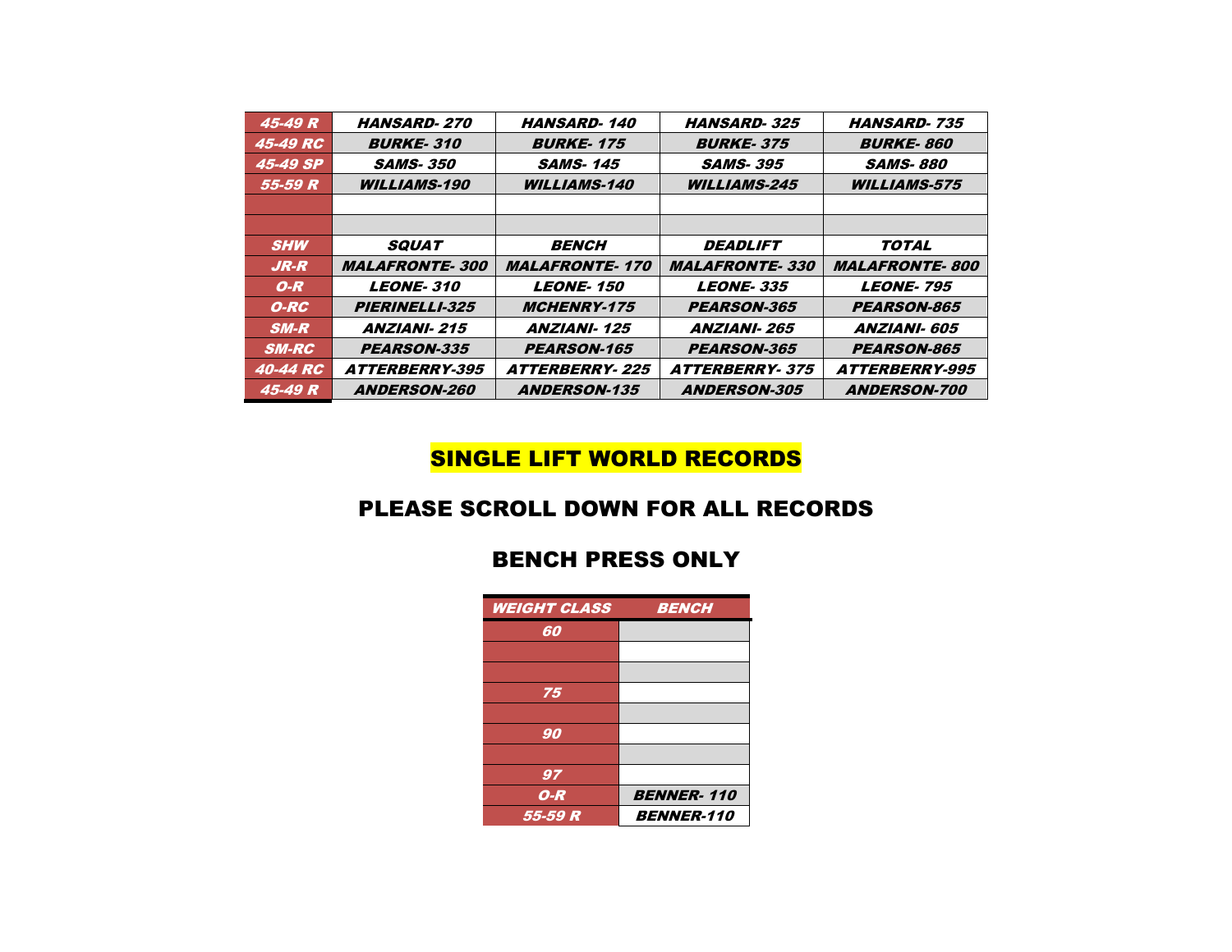| | | | | |
|---|---|---|---|---|
| ***45-49 R*** | ***HANSARD- 270*** | ***HANSARD- 140*** | ***HANSARD- 325*** | ***HANSARD- 735*** |
| ***45-49 RC*** | ***BURKE- 310*** | ***BURKE- 175*** | ***BURKE- 375*** | ***BURKE- 860*** |
| ***45-49 SP*** | ***SAMS- 350*** | ***SAMS- 145*** | ***SAMS- 395*** | ***SAMS- 880*** |
| ***55-59 R*** | ***WILLIAMS-190*** | ***WILLIAMS-140*** | ***WILLIAMS-245*** | ***WILLIAMS-575*** |
| | | | | |
| | | | | |
| ***SHW*** | ***SQUAT*** | ***BENCH*** | ***DEADLIFT*** | ***TOTAL*** |
| ***JR-R*** | ***MALAFRONTE- 300*** | ***MALAFRONTE- 170*** | ***MALAFRONTE- 330*** | ***MALAFRONTE- 800*** |
| ***O-R*** | ***LEONE- 310*** | ***LEONE- 150*** | ***LEONE- 335*** | ***LEONE- 795*** |
| ***O-RC*** | ***PIERINELLI-325*** | ***MCHENRY-175*** | ***PEARSON-365*** | ***PEARSON-865*** |
| ***SM-R*** | ***ANZIANI- 215*** | ***ANZIANI- 125*** | ***ANZIANI- 265*** | ***ANZIANI- 605*** |
| ***SM-RC*** | ***PEARSON-335*** | ***PEARSON-165*** | ***PEARSON-365*** | ***PEARSON-865*** |
| ***40-44 RC*** | ***ATTERBERRY-395*** | ***ATTERBERRY- 225*** | ***ATTERBERRY- 375*** | ***ATTERBERRY-995*** |
| ***45-49 R*** | ***ANDERSON-260*** | ***ANDERSON-135*** | ***ANDERSON-305*** | ***ANDERSON-700*** |

## SINGLE LIFT WORLD RECORDS

## PLEASE SCROLL DOWN FOR ALL RECORDS

## BENCH PRESS ONLY

| ***WEIGHT CLASS*** | ***BENCH*** |
|---|---|
| ***60*** | |
| | |
| | |
| ***75*** | |
| | |
| ***90*** | |
| | |
| ***97*** | |
| ***O-R*** | ***BENNER- 110*** |
| ***55-59 R*** | ***BENNER-110*** |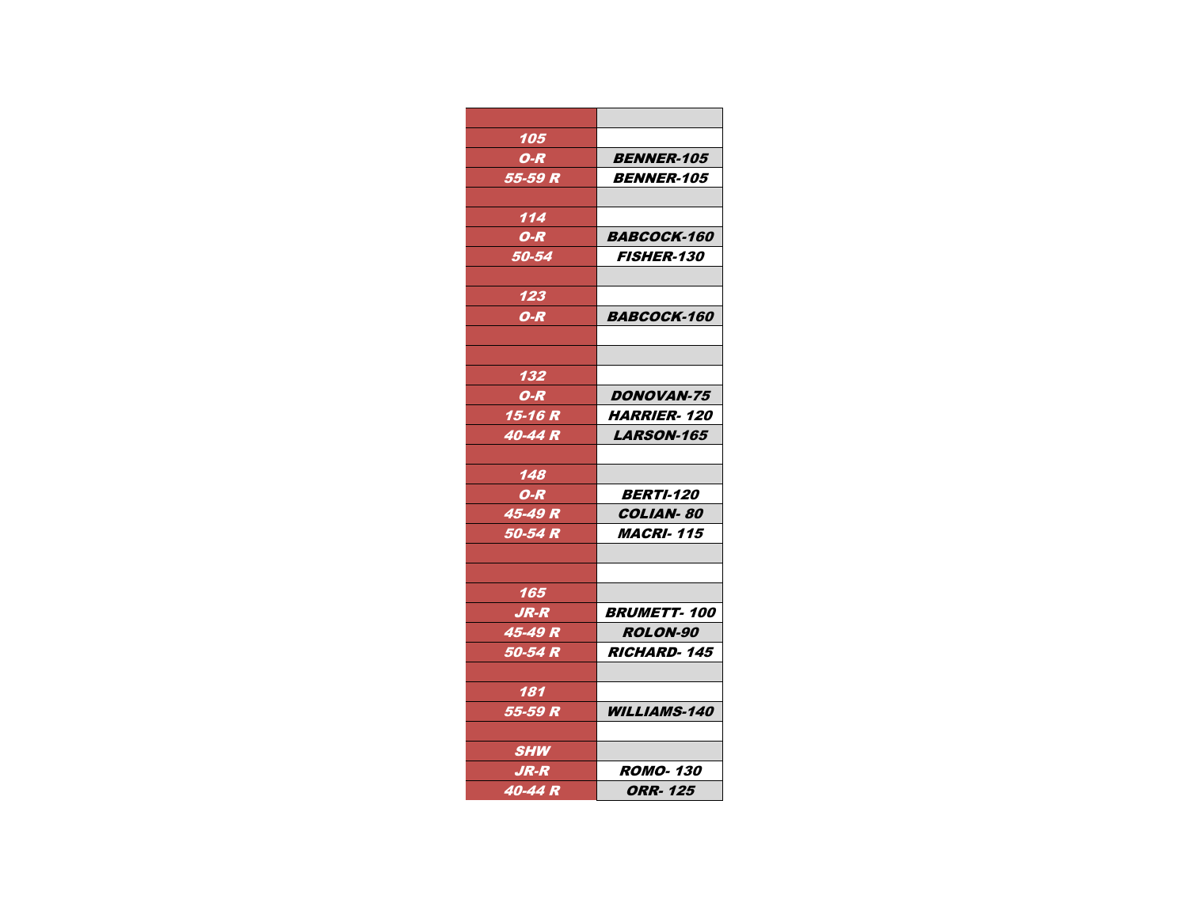| | |
|---|---|
| 105 | |
| O-R | BENNER-105 |
| 55-59 R | BENNER-105 |
| | |
| 114 | |
| O-R | BABCOCK-160 |
| 50-54 | FISHER-130 |
| | |
| 123 | |
| O-R | BABCOCK-160 |
| | |
| | |
| 132 | |
| O-R | DONOVAN-75 |
| 15-16 R | HARRIER- 120 |
| 40-44 R | LARSON-165 |
| | |
| 148 | |
| O-R | BERTI-120 |
| 45-49 R | COLIAN- 80 |
| 50-54 R | MACRI- 115 |
| | |
| | |
| 165 | |
| JR-R | BRUMETT- 100 |
| 45-49 R | ROLON-90 |
| 50-54 R | RICHARD- 145 |
| | |
| 181 | |
| 55-59 R | WILLIAMS-140 |
| | |
| SHW | |
| JR-R | ROMO- 130 |
| 40-44 R | ORR- 125 |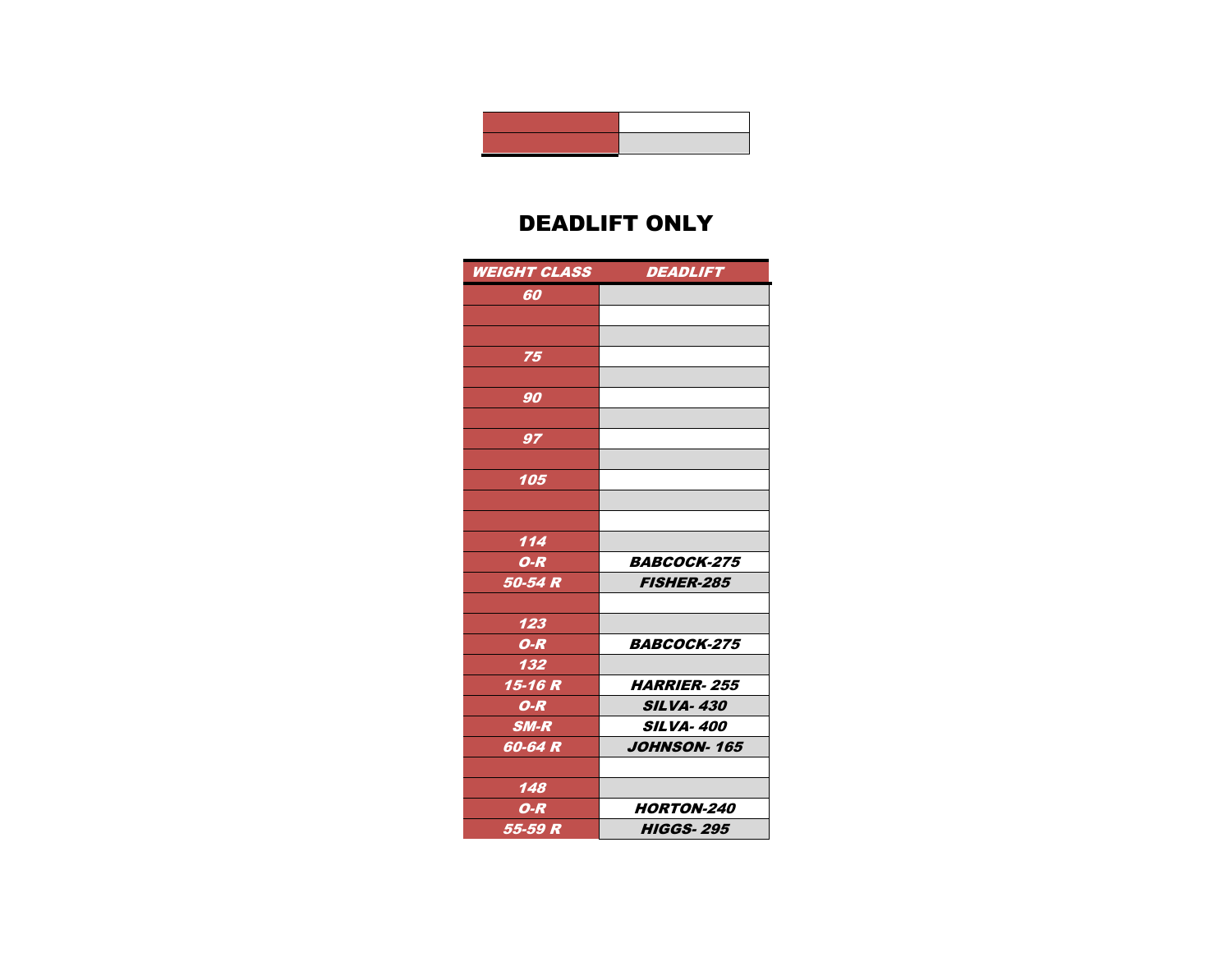## DEADLIFT ONLY

| *WEIGHT CLASS* | *DEADLIFT* |
|---|---|
| *60* | |
| | |
| | |
| *75* | |
| | |
| *90* | |
| | |
| *97* | |
| | |
| *105* | |
| | |
| | |
| *114* | |
| *O-R* | *BABCOCK-275* |
| *50-54 R* | *FISHER-285* |
| | |
| *123* | |
| *O-R* | *BABCOCK-275* |
| *132* | |
| *15-16 R* | *HARRIER- 255* |
| *O-R* | *SILVA- 430* |
| *SM-R* | *SILVA- 400* |
| *60-64 R* | *JOHNSON- 165* |
| | |
| *148* | |
| *O-R* | *HORTON-240* |
| *55-59 R* | *HIGGS- 295* |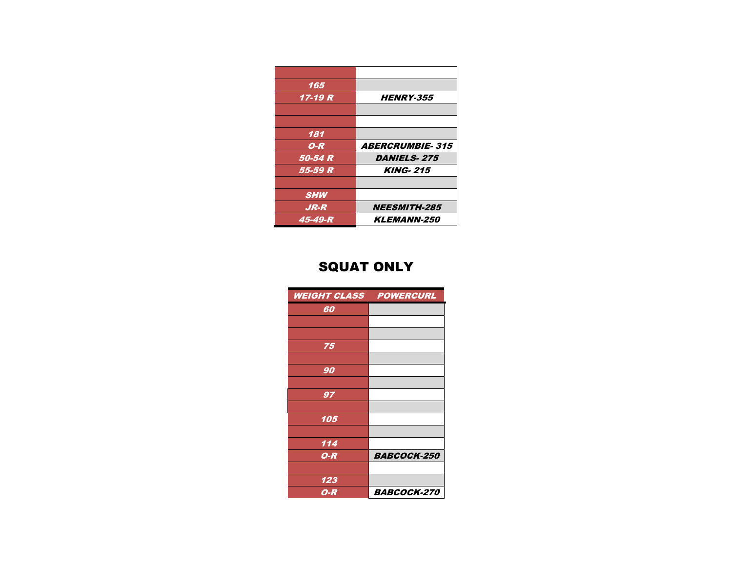| | |
|---|---|
| | |
| *165* | |
| *17-19 R* | *HENRY-355* |
| | |
| | |
| *181* | |
| *O-R* | *ABERCRUMBIE- 315* |
| *50-54 R* | *DANIELS- 275* |
| *55-59 R* | *KING- 215* |
| | |
| *SHW* | |
| *JR-R* | *NEESMITH-285* |
| *45-49-R* | *KLEMANN-250* |

## SQUAT ONLY

| *WEIGHT CLASS* | *POWERCURL* |
|---|---|
| *60* | |
| | |
| | |
| *75* | |
| | |
| *90* | |
| | |
| *97* | |
| | |
| *105* | |
| | |
| *114* | |
| *O-R* | *BABCOCK-250* |
| | |
| *123* | |
| *O-R* | *BABCOCK-270* |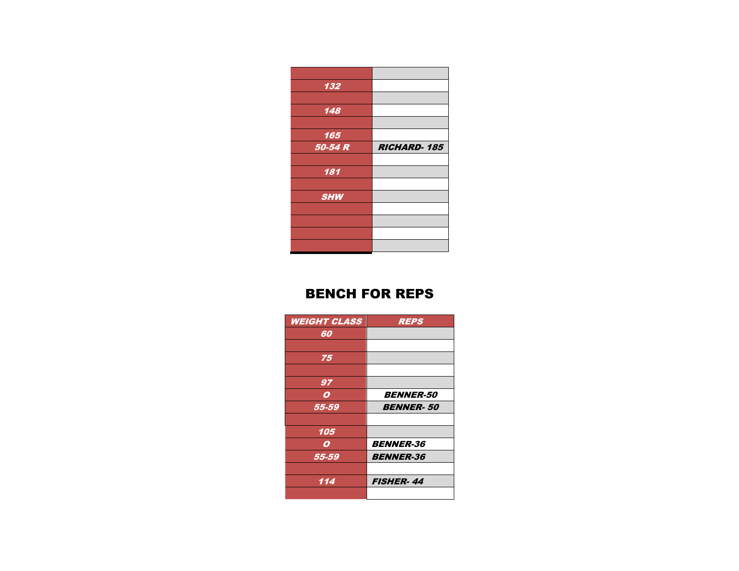| | |
|---|---|
| | |
| *132* | |
| | |
| *148* | |
| | |
| *165* | |
| *50-54 R* | ***RICHARD- 185*** |
| | |
| *181* | |
| | |
| *SHW* | |
| | |
| | |
| | |
| | |

## BENCH FOR REPS

| *WEIGHT CLASS* | *REPS* |
|---|---|
| *60* | |
| | |
| *75* | |
| | |
| *97* | |
| *O* | ***BENNER-50*** |
| *55-59* | ***BENNER- 50*** |
| | |
| *105* | |
| *O* | ***BENNER-36*** |
| *55-59* | ***BENNER-36*** |
| | |
| *114* | ***FISHER- 44*** |
| | |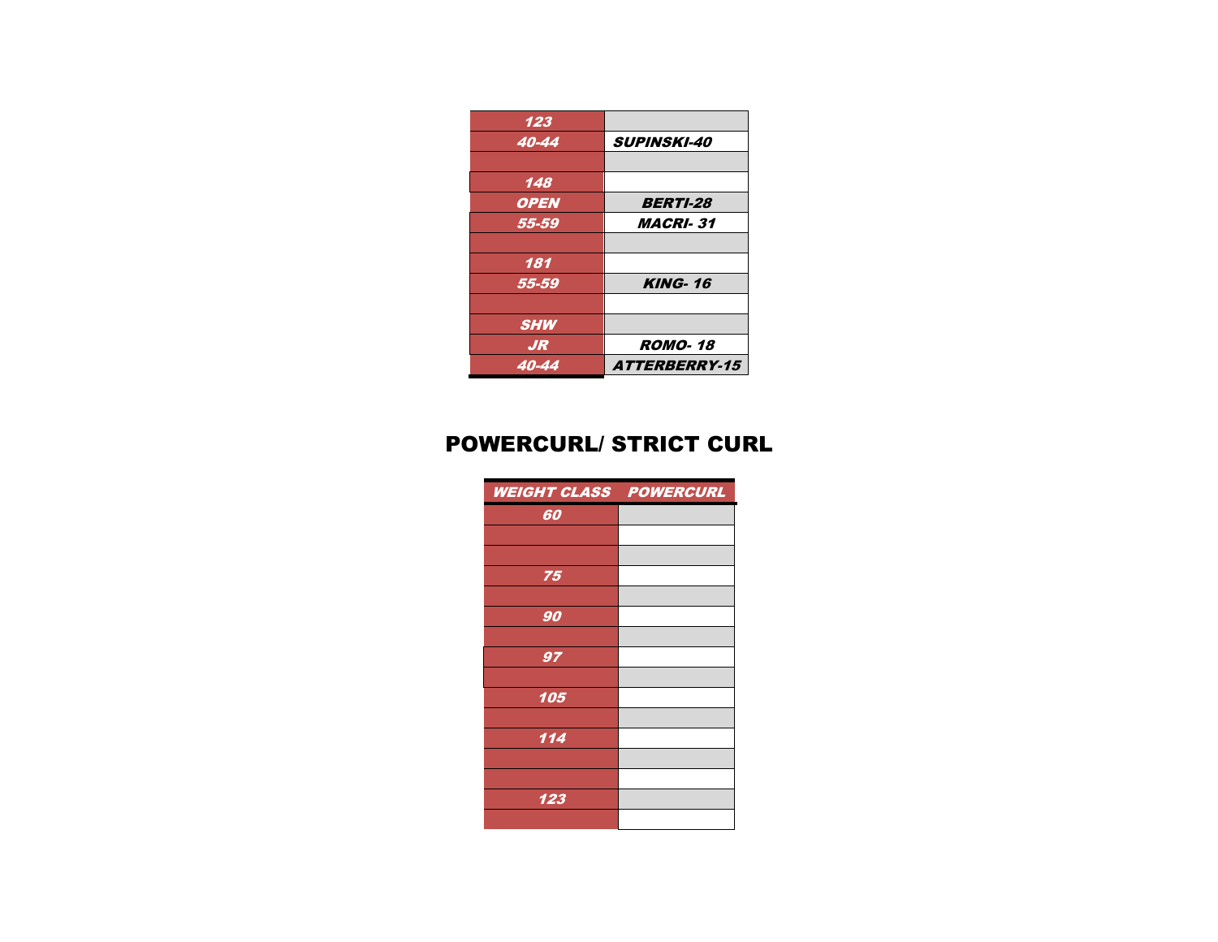| | |
|---|---|
| *123* | |
| *40-44* | *SUPINSKI-40* |
| | |
| *148* | |
| *OPEN* | *BERTI-28* |
| *55-59* | *MACRI- 31* |
| | |
| *181* | |
| *55-59* | *KING- 16* |
| | |
| *SHW* | |
| *JR* | *ROMO- 18* |
| *40-44* | *ATTERBERRY-15* |

## POWERCURL/ STRICT CURL

| *WEIGHT CLASS* | *POWERCURL* |
|---|---|
| *60* | |
| | |
| | |
| *75* | |
| | |
| *90* | |
| | |
| *97* | |
| | |
| *105* | |
| | |
| *114* | |
| | |
| | |
| *123* | |
| | |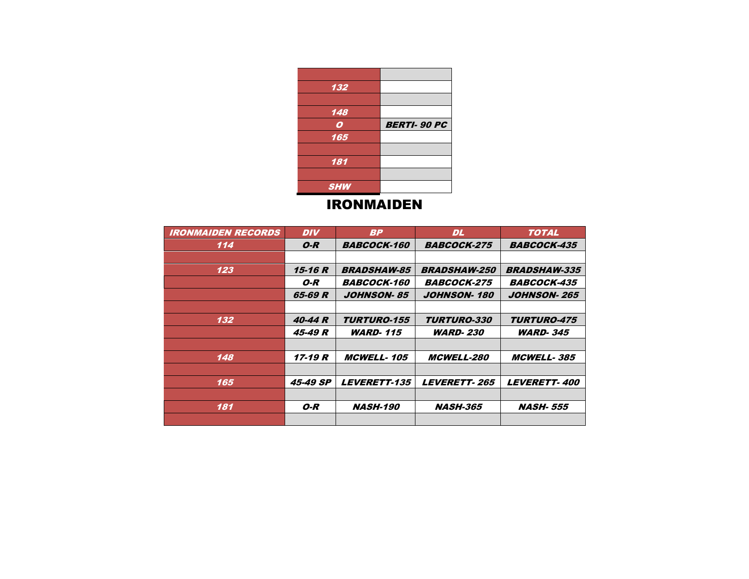| | |
|---|---|
| | |
| 132 | |
| | |
| 148 | |
| O | BERTI- 90 PC |
| 165 | |
| | |
| 181 | |
| | |
| SHW | |

# IRONMAIDEN

| IRONMAIDEN RECORDS | DIV | BP | DL | TOTAL |
|---|---|---|---|---|
| 114 | O-R | BABCOCK-160 | BABCOCK-275 | BABCOCK-435 |
| | | | | |
| 123 | 15-16 R | BRADSHAW-85 | BRADSHAW-250 | BRADSHAW-335 |
| | O-R | BABCOCK-160 | BABCOCK-275 | BABCOCK-435 |
| | 65-69 R | JOHNSON- 85 | JOHNSON- 180 | JOHNSON- 265 |
| | | | | |
| 132 | 40-44 R | TURTURO-155 | TURTURO-330 | TURTURO-475 |
| | 45-49 R | WARD- 115 | WARD- 230 | WARD- 345 |
| | | | | |
| 148 | 17-19 R | MCWELL- 105 | MCWELL-280 | MCWELL- 385 |
| | | | | |
| 165 | 45-49 SP | LEVERETT-135 | LEVERETT- 265 | LEVERETT- 400 |
| | | | | |
| 181 | O-R | NASH-190 | NASH-365 | NASH- 555 |
| | | | | |